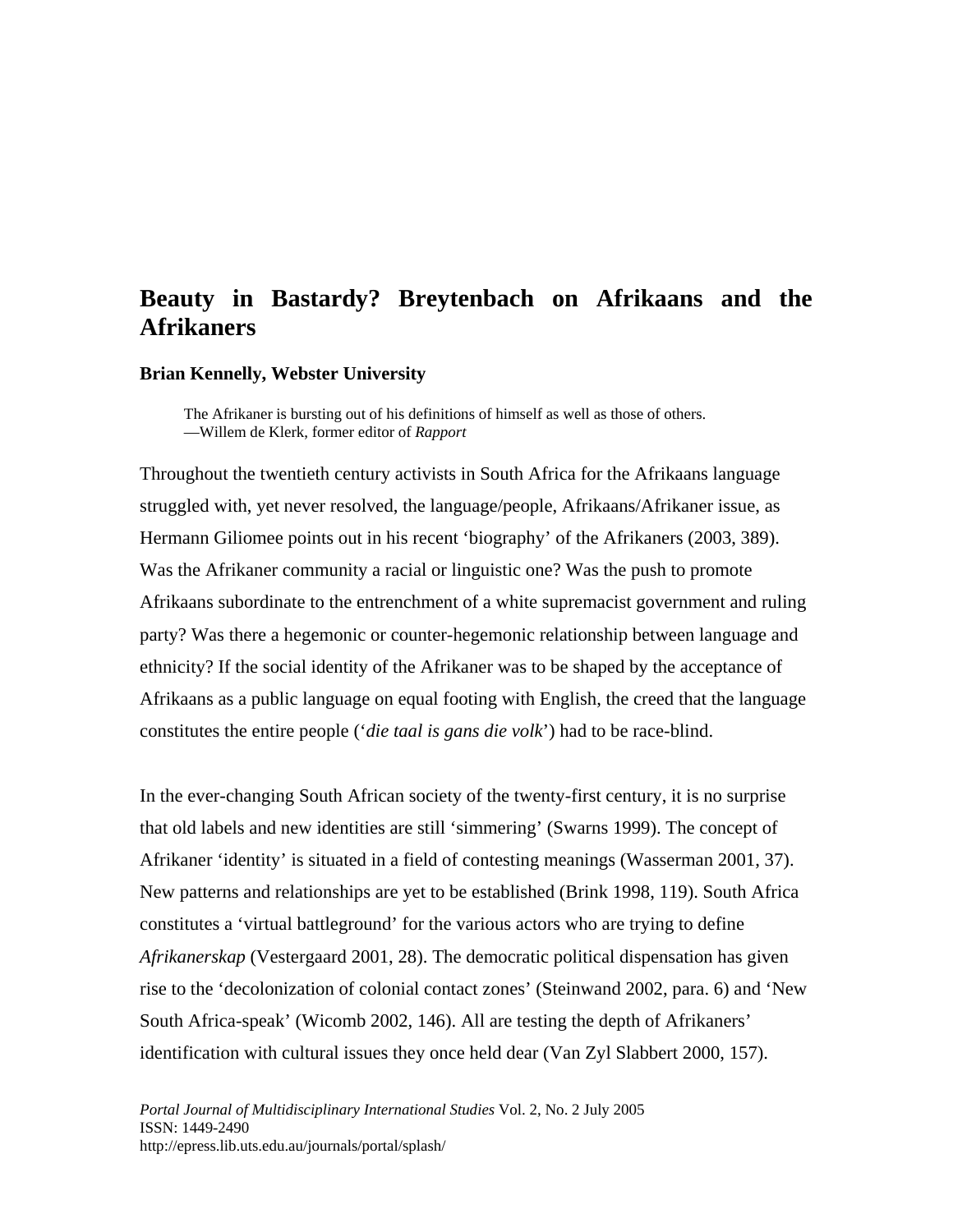# Beauty in Bastardy? Breytenbach on Afrikaans and the Afrikaners

**Brian Kennelly, Webster University**

> The Afrikaner is bursting out of his definitions of himself as well as those of others.
> —Willem de Klerk, former editor of *Rapport*

Throughout the twentieth century activists in South Africa for the Afrikaans language struggled with, yet never resolved, the language/people, Afrikaans/Afrikaner issue, as Hermann Giliomee points out in his recent 'biography' of the Afrikaners (2003, 389). Was the Afrikaner community a racial or linguistic one? Was the push to promote Afrikaans subordinate to the entrenchment of a white supremacist government and ruling party? Was there a hegemonic or counter-hegemonic relationship between language and ethnicity? If the social identity of the Afrikaner was to be shaped by the acceptance of Afrikaans as a public language on equal footing with English, the creed that the language constitutes the entire people ('*die taal is gans die volk*') had to be race-blind.

In the ever-changing South African society of the twenty-first century, it is no surprise that old labels and new identities are still 'simmering' (Swarns 1999). The concept of Afrikaner 'identity' is situated in a field of contesting meanings (Wasserman 2001, 37). New patterns and relationships are yet to be established (Brink 1998, 119). South Africa constitutes a 'virtual battleground' for the various actors who are trying to define *Afrikanerskap* (Vestergaard 2001, 28). The democratic political dispensation has given rise to the 'decolonization of colonial contact zones' (Steinwand 2002, para. 6) and 'New South Africa-speak' (Wicomb 2002, 146). All are testing the depth of Afrikaners' identification with cultural issues they once held dear (Van Zyl Slabbert 2000, 157).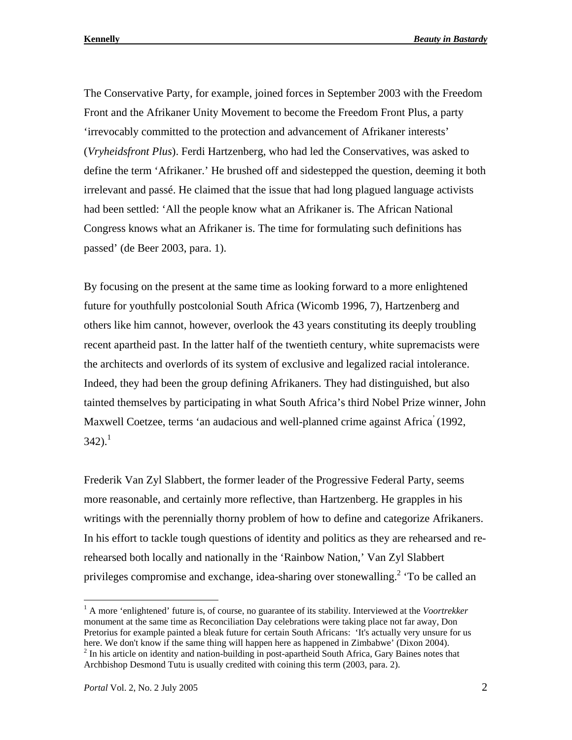The Conservative Party, for example, joined forces in September 2003 with the Freedom Front and the Afrikaner Unity Movement to become the Freedom Front Plus, a party 'irrevocably committed to the protection and advancement of Afrikaner interests' (*Vryheidsfront Plus*). Ferdi Hartzenberg, who had led the Conservatives, was asked to define the term 'Afrikaner.' He brushed off and sidestepped the question, deeming it both irrelevant and passé. He claimed that the issue that had long plagued language activists had been settled: 'All the people know what an Afrikaner is. The African National Congress knows what an Afrikaner is. The time for formulating such definitions has passed' (de Beer 2003, para. 1).

By focusing on the present at the same time as looking forward to a more enlightened future for youthfully postcolonial South Africa (Wicomb 1996, 7), Hartzenberg and others like him cannot, however, overlook the 43 years constituting its deeply troubling recent apartheid past. In the latter half of the twentieth century, white supremacists were the architects and overlords of its system of exclusive and legalized racial intolerance. Indeed, they had been the group defining Afrikaners. They had distinguished, but also tainted themselves by participating in what South Africa's third Nobel Prize winner, John Maxwell Coetzee, terms 'an audacious and well-planned crime against Africa' (1992, 342).[1]

Frederik Van Zyl Slabbert, the former leader of the Progressive Federal Party, seems more reasonable, and certainly more reflective, than Hartzenberg. He grapples in his writings with the perennially thorny problem of how to define and categorize Afrikaners. In his effort to tackle tough questions of identity and politics as they are rehearsed and re-rehearsed both locally and nationally in the 'Rainbow Nation,' Van Zyl Slabbert privileges compromise and exchange, idea-sharing over stonewalling.[2] 'To be called an

[1] A more 'enlightened' future is, of course, no guarantee of its stability. Interviewed at the *Voortrekker* monument at the same time as Reconciliation Day celebrations were taking place not far away, Don Pretorius for example painted a bleak future for certain South Africans: 'It's actually very unsure for us here. We don't know if the same thing will happen here as happened in Zimbabwe' (Dixon 2004).

[2] In his article on identity and nation-building in post-apartheid South Africa, Gary Baines notes that Archbishop Desmond Tutu is usually credited with coining this term (2003, para. 2).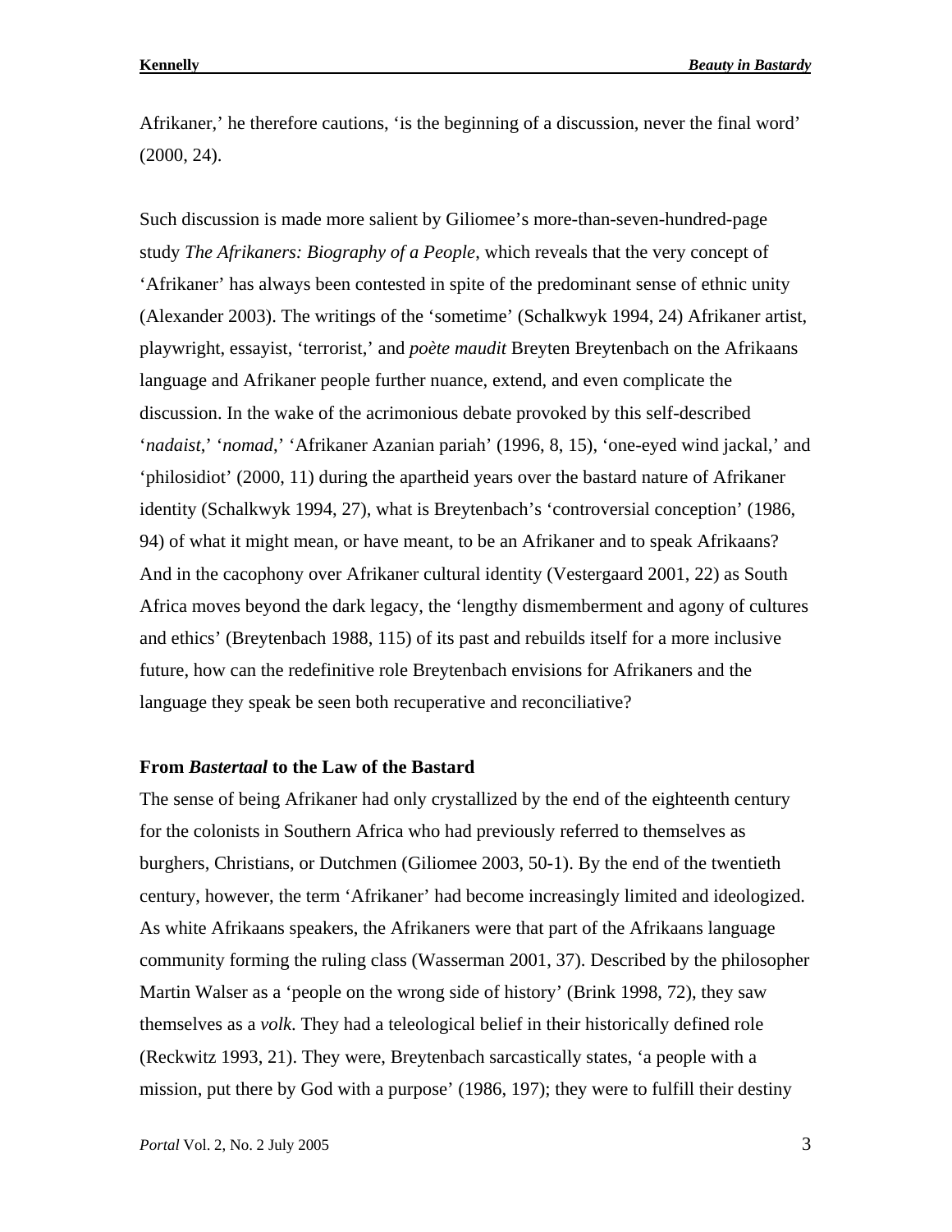Afrikaner,' he therefore cautions, 'is the beginning of a discussion, never the final word' (2000, 24).

Such discussion is made more salient by Giliomee's more-than-seven-hundred-page study *The Afrikaners: Biography of a People*, which reveals that the very concept of 'Afrikaner' has always been contested in spite of the predominant sense of ethnic unity (Alexander 2003). The writings of the 'sometime' (Schalkwyk 1994, 24) Afrikaner artist, playwright, essayist, 'terrorist,' and *poète maudit* Breyten Breytenbach on the Afrikaans language and Afrikaner people further nuance, extend, and even complicate the discussion. In the wake of the acrimonious debate provoked by this self-described '*nadaist*,' '*nomad*,' 'Afrikaner Azanian pariah' (1996, 8, 15), 'one-eyed wind jackal,' and 'philosidiot' (2000, 11) during the apartheid years over the bastard nature of Afrikaner identity (Schalkwyk 1994, 27), what is Breytenbach's 'controversial conception' (1986, 94) of what it might mean, or have meant, to be an Afrikaner and to speak Afrikaans? And in the cacophony over Afrikaner cultural identity (Vestergaard 2001, 22) as South Africa moves beyond the dark legacy, the 'lengthy dismemberment and agony of cultures and ethics' (Breytenbach 1988, 115) of its past and rebuilds itself for a more inclusive future, how can the redefinitive role Breytenbach envisions for Afrikaners and the language they speak be seen both recuperative and reconciliative?

### From *Bastertaal* to the Law of the Bastard

The sense of being Afrikaner had only crystallized by the end of the eighteenth century for the colonists in Southern Africa who had previously referred to themselves as burghers, Christians, or Dutchmen (Giliomee 2003, 50-1). By the end of the twentieth century, however, the term 'Afrikaner' had become increasingly limited and ideologized. As white Afrikaans speakers, the Afrikaners were that part of the Afrikaans language community forming the ruling class (Wasserman 2001, 37). Described by the philosopher Martin Walser as a 'people on the wrong side of history' (Brink 1998, 72), they saw themselves as a *volk*. They had a teleological belief in their historically defined role (Reckwitz 1993, 21). They were, Breytenbach sarcastically states, 'a people with a mission, put there by God with a purpose' (1986, 197); they were to fulfill their destiny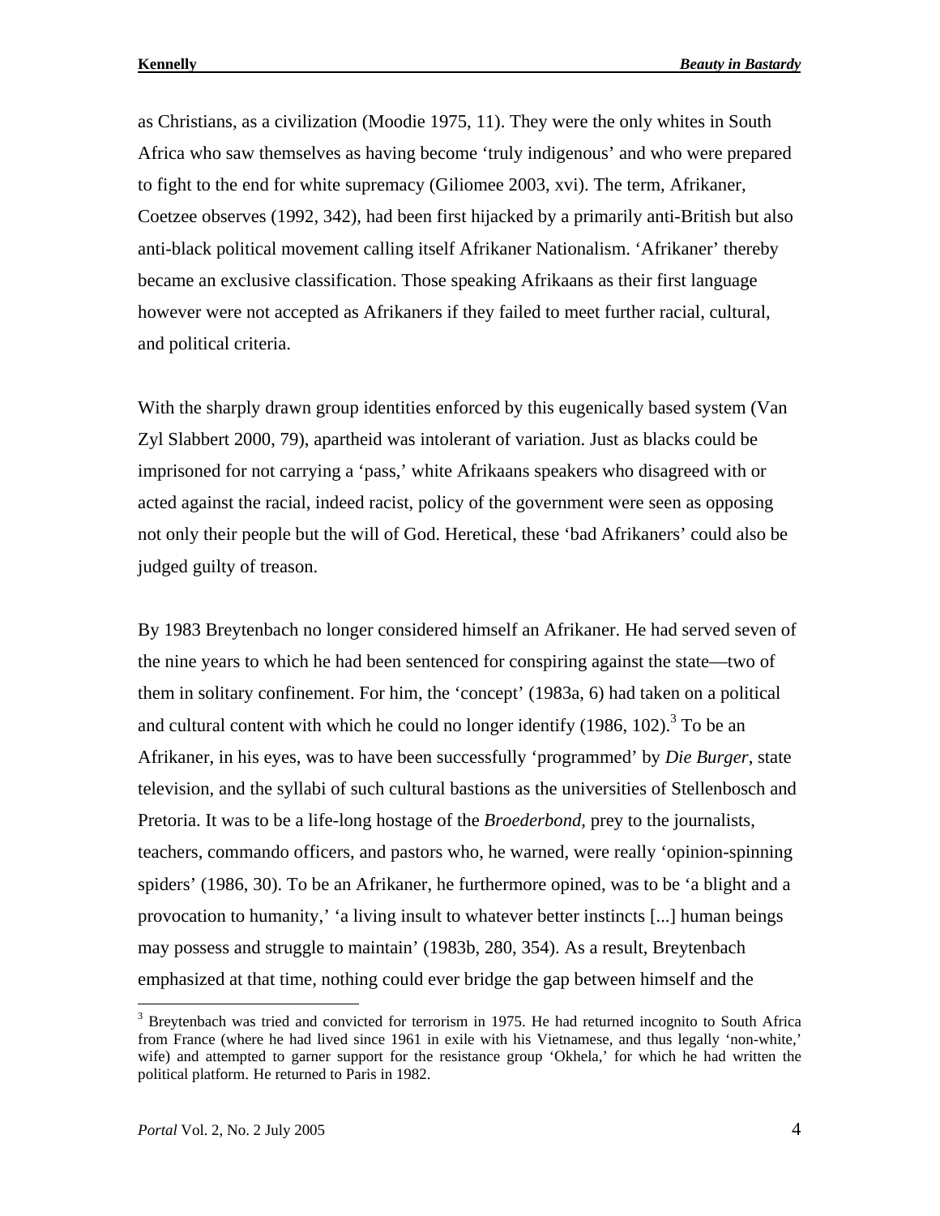as Christians, as a civilization (Moodie 1975, 11). They were the only whites in South Africa who saw themselves as having become 'truly indigenous' and who were prepared to fight to the end for white supremacy (Giliomee 2003, xvi). The term, Afrikaner, Coetzee observes (1992, 342), had been first hijacked by a primarily anti-British but also anti-black political movement calling itself Afrikaner Nationalism. 'Afrikaner' thereby became an exclusive classification. Those speaking Afrikaans as their first language however were not accepted as Afrikaners if they failed to meet further racial, cultural, and political criteria.

With the sharply drawn group identities enforced by this eugenically based system (Van Zyl Slabbert 2000, 79), apartheid was intolerant of variation. Just as blacks could be imprisoned for not carrying a 'pass,' white Afrikaans speakers who disagreed with or acted against the racial, indeed racist, policy of the government were seen as opposing not only their people but the will of God. Heretical, these 'bad Afrikaners' could also be judged guilty of treason.

By 1983 Breytenbach no longer considered himself an Afrikaner. He had served seven of the nine years to which he had been sentenced for conspiring against the state—two of them in solitary confinement. For him, the 'concept' (1983a, 6) had taken on a political and cultural content with which he could no longer identify (1986, 102).[3] To be an Afrikaner, in his eyes, was to have been successfully 'programmed' by *Die Burger*, state television, and the syllabi of such cultural bastions as the universities of Stellenbosch and Pretoria. It was to be a life-long hostage of the *Broederbond*, prey to the journalists, teachers, commando officers, and pastors who, he warned, were really 'opinion-spinning spiders' (1986, 30). To be an Afrikaner, he furthermore opined, was to be 'a blight and a provocation to humanity,' 'a living insult to whatever better instincts [...] human beings may possess and struggle to maintain' (1983b, 280, 354). As a result, Breytenbach emphasized at that time, nothing could ever bridge the gap between himself and the

[3] Breytenbach was tried and convicted for terrorism in 1975. He had returned incognito to South Africa from France (where he had lived since 1961 in exile with his Vietnamese, and thus legally 'non-white,' wife) and attempted to garner support for the resistance group 'Okhela,' for which he had written the political platform. He returned to Paris in 1982.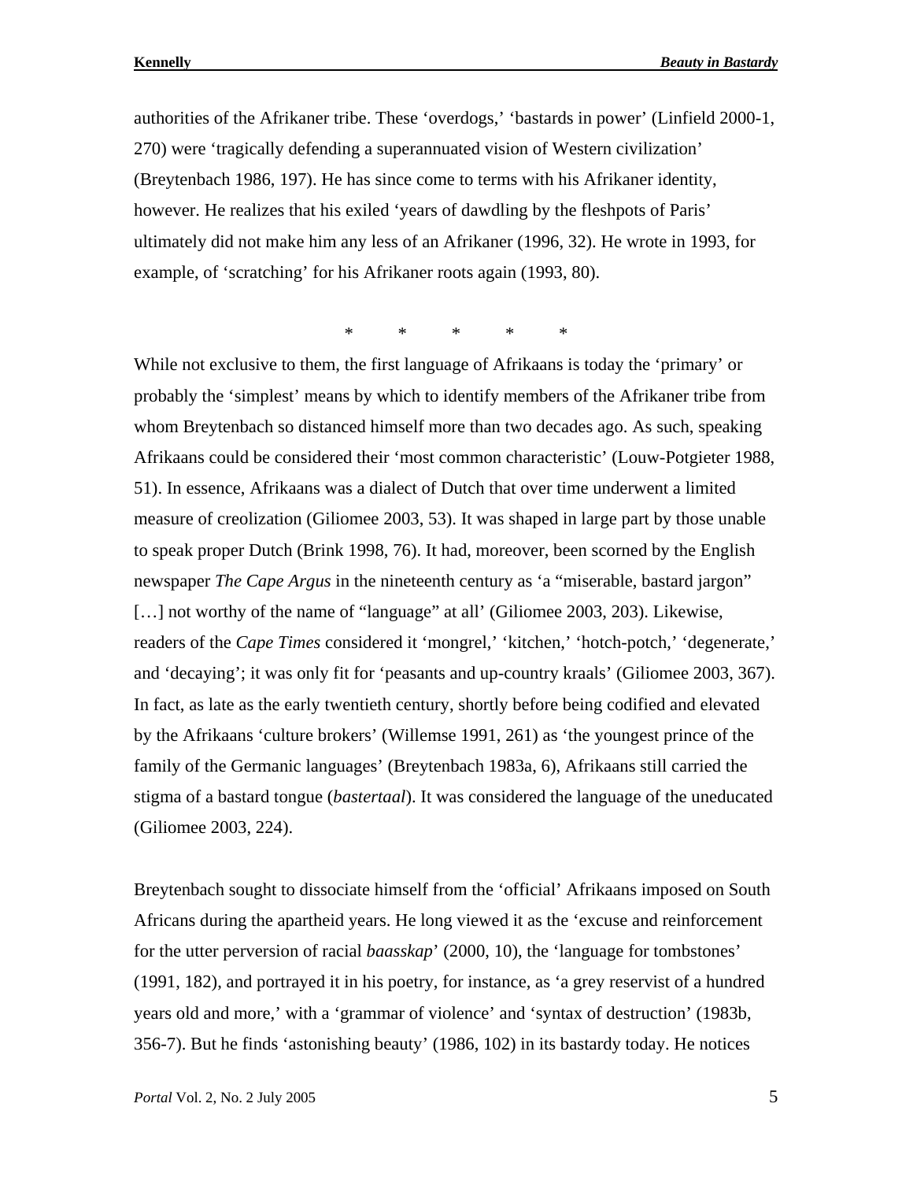authorities of the Afrikaner tribe. These 'overdogs,' 'bastards in power' (Linfield 2000-1, 270) were 'tragically defending a superannuated vision of Western civilization' (Breytenbach 1986, 197). He has since come to terms with his Afrikaner identity, however. He realizes that his exiled 'years of dawdling by the fleshpots of Paris' ultimately did not make him any less of an Afrikaner (1996, 32). He wrote in 1993, for example, of 'scratching' for his Afrikaner roots again (1993, 80).

\* \* \* \* \*

While not exclusive to them, the first language of Afrikaans is today the 'primary' or probably the 'simplest' means by which to identify members of the Afrikaner tribe from whom Breytenbach so distanced himself more than two decades ago. As such, speaking Afrikaans could be considered their 'most common characteristic' (Louw-Potgieter 1988, 51). In essence, Afrikaans was a dialect of Dutch that over time underwent a limited measure of creolization (Giliomee 2003, 53). It was shaped in large part by those unable to speak proper Dutch (Brink 1998, 76). It had, moreover, been scorned by the English newspaper *The Cape Argus* in the nineteenth century as 'a "miserable, bastard jargon" […] not worthy of the name of "language" at all' (Giliomee 2003, 203). Likewise, readers of the *Cape Times* considered it 'mongrel,' 'kitchen,' 'hotch-potch,' 'degenerate,' and 'decaying'; it was only fit for 'peasants and up-country kraals' (Giliomee 2003, 367). In fact, as late as the early twentieth century, shortly before being codified and elevated by the Afrikaans 'culture brokers' (Willemse 1991, 261) as 'the youngest prince of the family of the Germanic languages' (Breytenbach 1983a, 6), Afrikaans still carried the stigma of a bastard tongue (*bastertaal*). It was considered the language of the uneducated (Giliomee 2003, 224).

Breytenbach sought to dissociate himself from the 'official' Afrikaans imposed on South Africans during the apartheid years. He long viewed it as the 'excuse and reinforcement for the utter perversion of racial *baasskap*' (2000, 10), the 'language for tombstones' (1991, 182), and portrayed it in his poetry, for instance, as 'a grey reservist of a hundred years old and more,' with a 'grammar of violence' and 'syntax of destruction' (1983b, 356-7). But he finds 'astonishing beauty' (1986, 102) in its bastardy today. He notices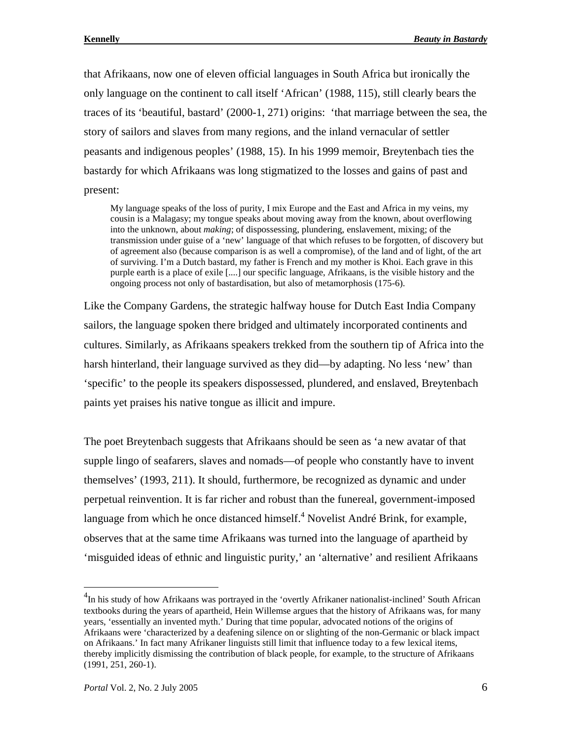that Afrikaans, now one of eleven official languages in South Africa but ironically the only language on the continent to call itself 'African' (1988, 115), still clearly bears the traces of its 'beautiful, bastard' (2000-1, 271) origins: 'that marriage between the sea, the story of sailors and slaves from many regions, and the inland vernacular of settler peasants and indigenous peoples' (1988, 15). In his 1999 memoir, Breytenbach ties the bastardy for which Afrikaans was long stigmatized to the losses and gains of past and present:

> My language speaks of the loss of purity, I mix Europe and the East and Africa in my veins, my cousin is a Malagasy; my tongue speaks about moving away from the known, about overflowing into the unknown, about *making*; of dispossessing, plundering, enslavement, mixing; of the transmission under guise of a 'new' language of that which refuses to be forgotten, of discovery but of agreement also (because comparison is as well a compromise), of the land and of light, of the art of surviving. I'm a Dutch bastard, my father is French and my mother is Khoi. Each grave in this purple earth is a place of exile [....] our specific language, Afrikaans, is the visible history and the ongoing process not only of bastardisation, but also of metamorphosis (175-6).

Like the Company Gardens, the strategic halfway house for Dutch East India Company sailors, the language spoken there bridged and ultimately incorporated continents and cultures. Similarly, as Afrikaans speakers trekked from the southern tip of Africa into the harsh hinterland, their language survived as they did—by adapting. No less 'new' than 'specific' to the people its speakers dispossessed, plundered, and enslaved, Breytenbach paints yet praises his native tongue as illicit and impure.

The poet Breytenbach suggests that Afrikaans should be seen as 'a new avatar of that supple lingo of seafarers, slaves and nomads—of people who constantly have to invent themselves' (1993, 211). It should, furthermore, be recognized as dynamic and under perpetual reinvention. It is far richer and robust than the funereal, government-imposed language from which he once distanced himself.[4] Novelist André Brink, for example, observes that at the same time Afrikaans was turned into the language of apartheid by 'misguided ideas of ethnic and linguistic purity,' an 'alternative' and resilient Afrikaans

[4] In his study of how Afrikaans was portrayed in the 'overtly Afrikaner nationalist-inclined' South African textbooks during the years of apartheid, Hein Willemse argues that the history of Afrikaans was, for many years, 'essentially an invented myth.' During that time popular, advocated notions of the origins of Afrikaans were 'characterized by a deafening silence on or slighting of the non-Germanic or black impact on Afrikaans.' In fact many Afrikaner linguists still limit that influence today to a few lexical items, thereby implicitly dismissing the contribution of black people, for example, to the structure of Afrikaans (1991, 251, 260-1).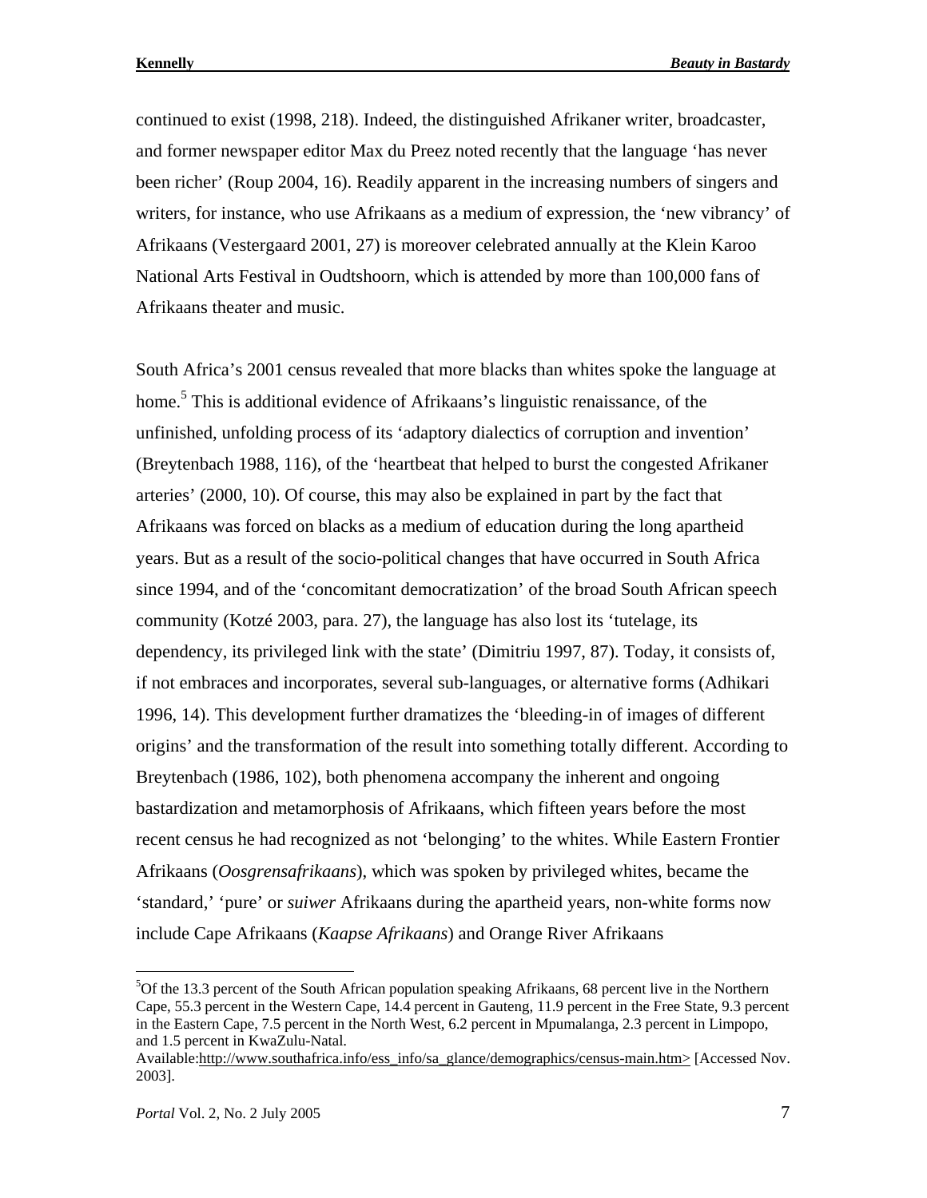continued to exist (1998, 218). Indeed, the distinguished Afrikaner writer, broadcaster, and former newspaper editor Max du Preez noted recently that the language 'has never been richer' (Roup 2004, 16). Readily apparent in the increasing numbers of singers and writers, for instance, who use Afrikaans as a medium of expression, the 'new vibrancy' of Afrikaans (Vestergaard 2001, 27) is moreover celebrated annually at the Klein Karoo National Arts Festival in Oudtshoorn, which is attended by more than 100,000 fans of Afrikaans theater and music.

South Africa's 2001 census revealed that more blacks than whites spoke the language at home.[5] This is additional evidence of Afrikaans's linguistic renaissance, of the unfinished, unfolding process of its 'adaptory dialectics of corruption and invention' (Breytenbach 1988, 116), of the 'heartbeat that helped to burst the congested Afrikaner arteries' (2000, 10). Of course, this may also be explained in part by the fact that Afrikaans was forced on blacks as a medium of education during the long apartheid years. But as a result of the socio-political changes that have occurred in South Africa since 1994, and of the 'concomitant democratization' of the broad South African speech community (Kotzé 2003, para. 27), the language has also lost its 'tutelage, its dependency, its privileged link with the state' (Dimitriu 1997, 87). Today, it consists of, if not embraces and incorporates, several sub-languages, or alternative forms (Adhikari 1996, 14). This development further dramatizes the 'bleeding-in of images of different origins' and the transformation of the result into something totally different. According to Breytenbach (1986, 102), both phenomena accompany the inherent and ongoing bastardization and metamorphosis of Afrikaans, which fifteen years before the most recent census he had recognized as not 'belonging' to the whites. While Eastern Frontier Afrikaans (*Oosgrensafrikaans*), which was spoken by privileged whites, became the 'standard,' 'pure' or *suiwer* Afrikaans during the apartheid years, non-white forms now include Cape Afrikaans (*Kaapse Afrikaans*) and Orange River Afrikaans

---

[5]Of the 13.3 percent of the South African population speaking Afrikaans, 68 percent live in the Northern Cape, 55.3 percent in the Western Cape, 14.4 percent in Gauteng, 11.9 percent in the Free State, 9.3 percent in the Eastern Cape, 7.5 percent in the North West, 6.2 percent in Mpumalanga, 2.3 percent in Limpopo, and 1.5 percent in KwaZulu-Natal.
Available:http://www.southafrica.info/ess_info/sa_glance/demographics/census-main.htm> [Accessed Nov. 2003].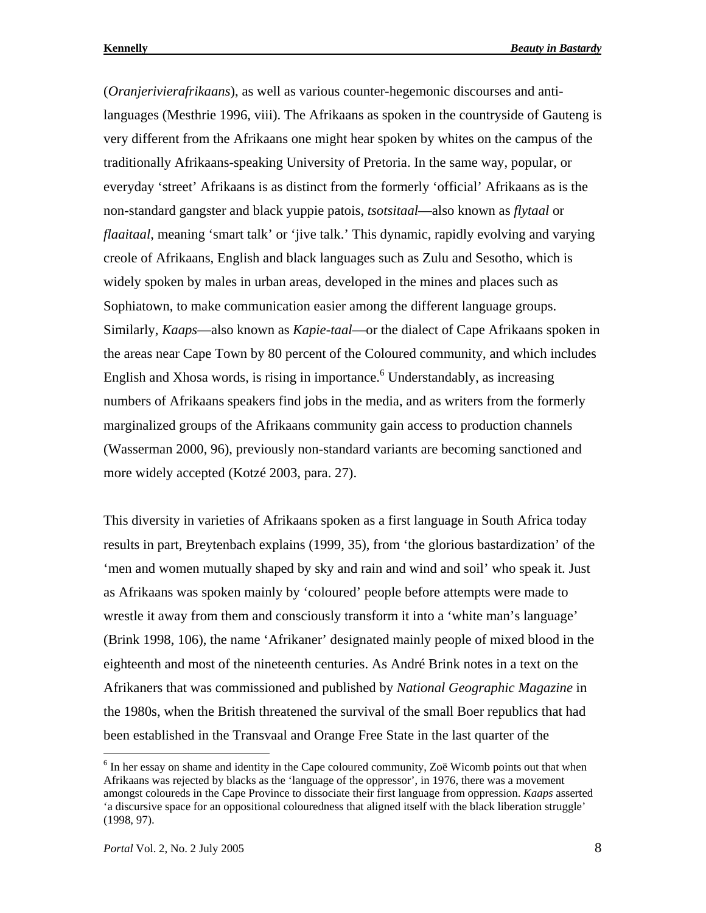(*Oranjerivierafrikaans*), as well as various counter-hegemonic discourses and anti-languages (Mesthrie 1996, viii). The Afrikaans as spoken in the countryside of Gauteng is very different from the Afrikaans one might hear spoken by whites on the campus of the traditionally Afrikaans-speaking University of Pretoria. In the same way, popular, or everyday 'street' Afrikaans is as distinct from the formerly 'official' Afrikaans as is the non-standard gangster and black yuppie patois, *tsotsitaal*—also known as *flytaal* or *flaaitaal*, meaning 'smart talk' or 'jive talk.' This dynamic, rapidly evolving and varying creole of Afrikaans, English and black languages such as Zulu and Sesotho, which is widely spoken by males in urban areas, developed in the mines and places such as Sophiatown, to make communication easier among the different language groups. Similarly, *Kaaps*—also known as *Kapie-taal*—or the dialect of Cape Afrikaans spoken in the areas near Cape Town by 80 percent of the Coloured community, and which includes English and Xhosa words, is rising in importance.[6] Understandably, as increasing numbers of Afrikaans speakers find jobs in the media, and as writers from the formerly marginalized groups of the Afrikaans community gain access to production channels (Wasserman 2000, 96), previously non-standard variants are becoming sanctioned and more widely accepted (Kotzé 2003, para. 27).

This diversity in varieties of Afrikaans spoken as a first language in South Africa today results in part, Breytenbach explains (1999, 35), from 'the glorious bastardization' of the 'men and women mutually shaped by sky and rain and wind and soil' who speak it. Just as Afrikaans was spoken mainly by 'coloured' people before attempts were made to wrestle it away from them and consciously transform it into a 'white man's language' (Brink 1998, 106), the name 'Afrikaner' designated mainly people of mixed blood in the eighteenth and most of the nineteenth centuries. As André Brink notes in a text on the Afrikaners that was commissioned and published by *National Geographic Magazine* in the 1980s, when the British threatened the survival of the small Boer republics that had been established in the Transvaal and Orange Free State in the last quarter of the

---

[6] In her essay on shame and identity in the Cape coloured community, Zoë Wicomb points out that when Afrikaans was rejected by blacks as the 'language of the oppressor', in 1976, there was a movement amongst coloureds in the Cape Province to dissociate their first language from oppression. *Kaaps* asserted 'a discursive space for an oppositional colouredness that aligned itself with the black liberation struggle' (1998, 97).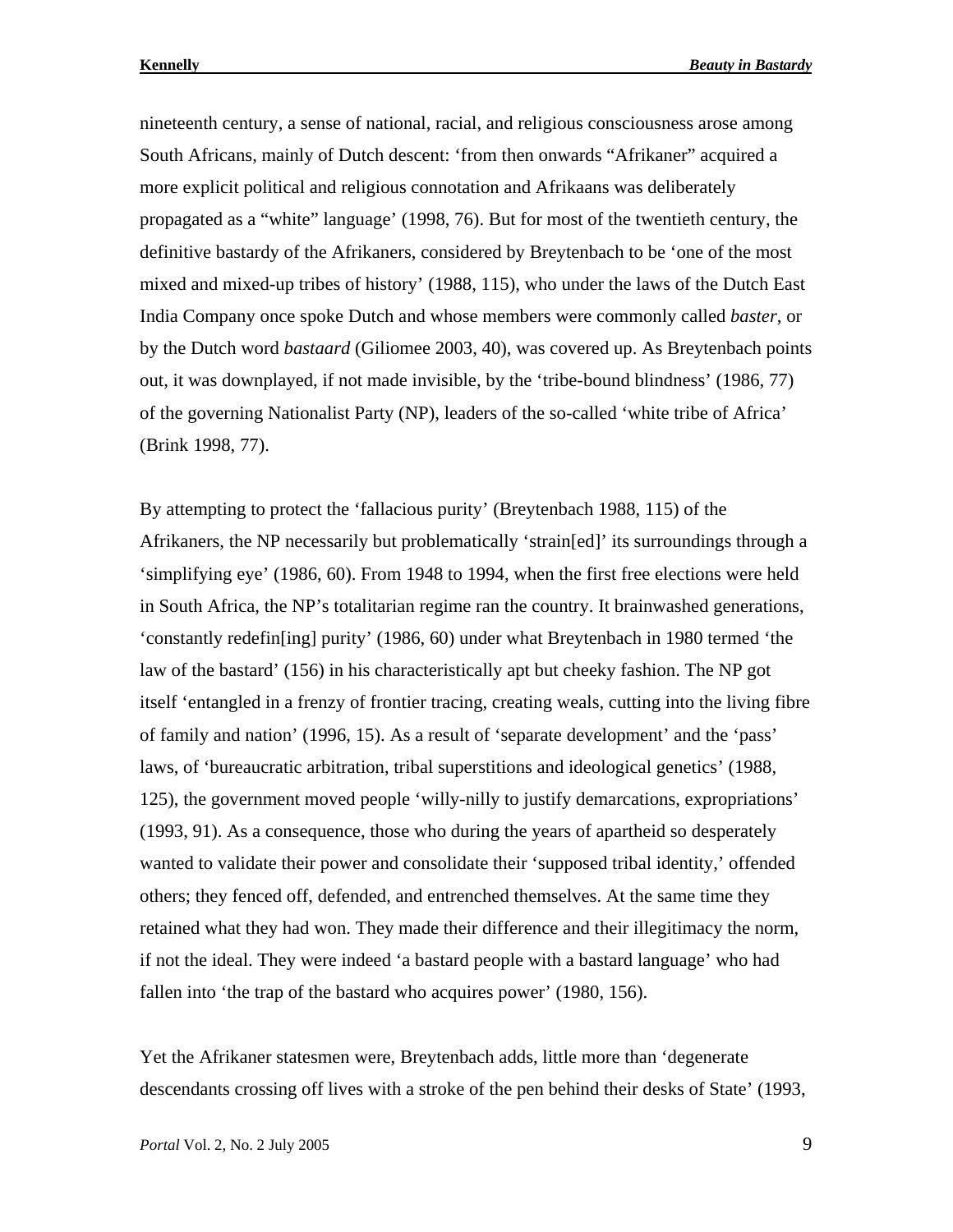nineteenth century, a sense of national, racial, and religious consciousness arose among South Africans, mainly of Dutch descent: 'from then onwards "Afrikaner" acquired a more explicit political and religious connotation and Afrikaans was deliberately propagated as a "white" language' (1998, 76). But for most of the twentieth century, the definitive bastardy of the Afrikaners, considered by Breytenbach to be 'one of the most mixed and mixed-up tribes of history' (1988, 115), who under the laws of the Dutch East India Company once spoke Dutch and whose members were commonly called *baster*, or by the Dutch word *bastaard* (Giliomee 2003, 40), was covered up. As Breytenbach points out, it was downplayed, if not made invisible, by the 'tribe-bound blindness' (1986, 77) of the governing Nationalist Party (NP), leaders of the so-called 'white tribe of Africa' (Brink 1998, 77).

By attempting to protect the 'fallacious purity' (Breytenbach 1988, 115) of the Afrikaners, the NP necessarily but problematically 'strain[ed]' its surroundings through a 'simplifying eye' (1986, 60). From 1948 to 1994, when the first free elections were held in South Africa, the NP's totalitarian regime ran the country. It brainwashed generations, 'constantly redefin[ing] purity' (1986, 60) under what Breytenbach in 1980 termed 'the law of the bastard' (156) in his characteristically apt but cheeky fashion. The NP got itself 'entangled in a frenzy of frontier tracing, creating weals, cutting into the living fibre of family and nation' (1996, 15). As a result of 'separate development' and the 'pass' laws, of 'bureaucratic arbitration, tribal superstitions and ideological genetics' (1988, 125), the government moved people 'willy-nilly to justify demarcations, expropriations' (1993, 91). As a consequence, those who during the years of apartheid so desperately wanted to validate their power and consolidate their 'supposed tribal identity,' offended others; they fenced off, defended, and entrenched themselves. At the same time they retained what they had won. They made their difference and their illegitimacy the norm, if not the ideal. They were indeed 'a bastard people with a bastard language' who had fallen into 'the trap of the bastard who acquires power' (1980, 156).

Yet the Afrikaner statesmen were, Breytenbach adds, little more than 'degenerate descendants crossing off lives with a stroke of the pen behind their desks of State' (1993,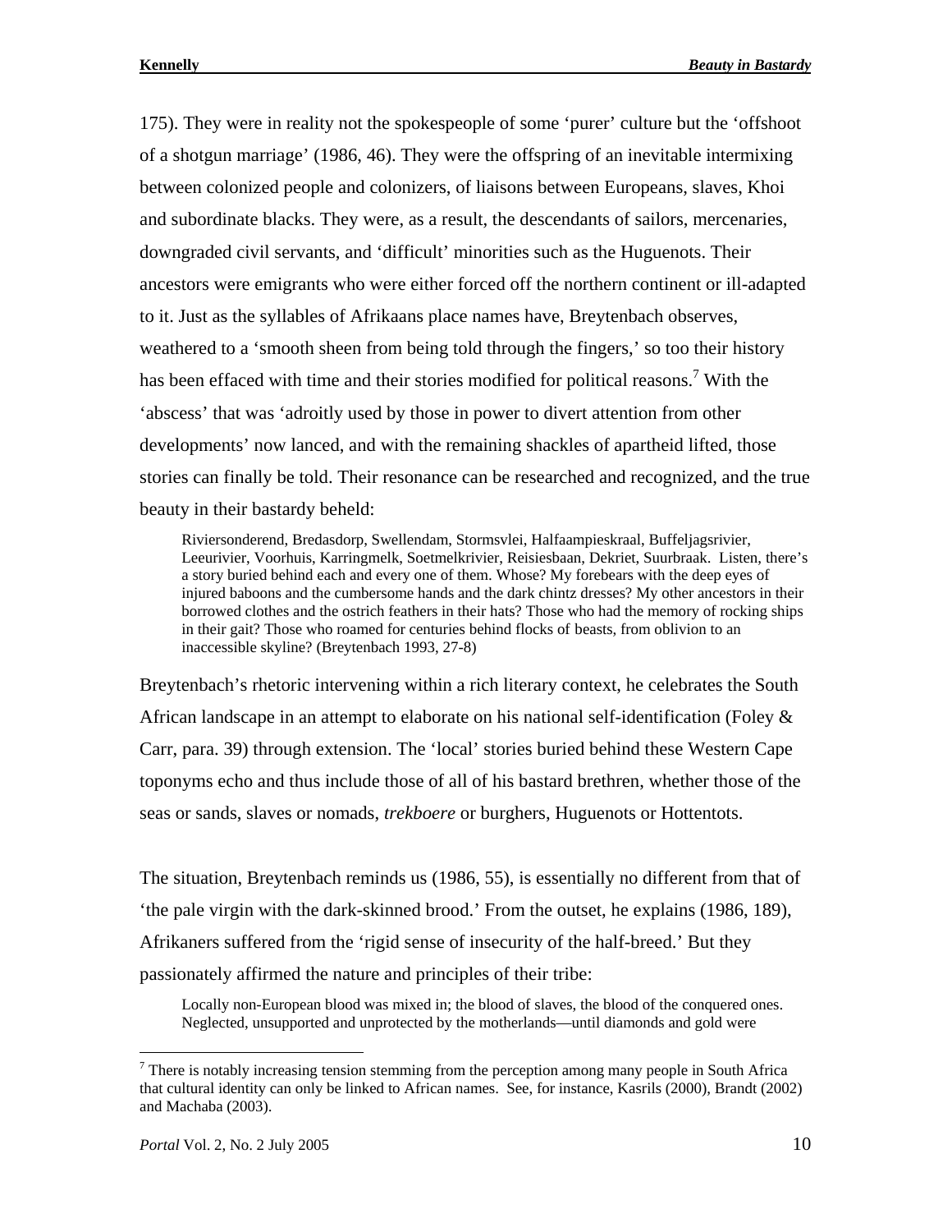175). They were in reality not the spokespeople of some 'purer' culture but the 'offshoot of a shotgun marriage' (1986, 46). They were the offspring of an inevitable intermixing between colonized people and colonizers, of liaisons between Europeans, slaves, Khoi and subordinate blacks. They were, as a result, the descendants of sailors, mercenaries, downgraded civil servants, and 'difficult' minorities such as the Huguenots. Their ancestors were emigrants who were either forced off the northern continent or ill-adapted to it. Just as the syllables of Afrikaans place names have, Breytenbach observes, weathered to a 'smooth sheen from being told through the fingers,' so too their history has been effaced with time and their stories modified for political reasons.[7] With the 'abscess' that was 'adroitly used by those in power to divert attention from other developments' now lanced, and with the remaining shackles of apartheid lifted, those stories can finally be told. Their resonance can be researched and recognized, and the true beauty in their bastardy beheld:

> Riviersonderend, Bredasdorp, Swellendam, Stormsvlei, Halfaampieskraal, Buffeljagsrivier, Leeurivier, Voorhuis, Karringmelk, Soetmelkrivier, Reisiesbaan, Dekriet, Suurbraak. Listen, there's a story buried behind each and every one of them. Whose? My forebears with the deep eyes of injured baboons and the cumbersome hands and the dark chintz dresses? My other ancestors in their borrowed clothes and the ostrich feathers in their hats? Those who had the memory of rocking ships in their gait? Those who roamed for centuries behind flocks of beasts, from oblivion to an inaccessible skyline? (Breytenbach 1993, 27-8)

Breytenbach's rhetoric intervening within a rich literary context, he celebrates the South African landscape in an attempt to elaborate on his national self-identification (Foley & Carr, para. 39) through extension. The 'local' stories buried behind these Western Cape toponyms echo and thus include those of all of his bastard brethren, whether those of the seas or sands, slaves or nomads, *trekboere* or burghers, Huguenots or Hottentots.

The situation, Breytenbach reminds us (1986, 55), is essentially no different from that of 'the pale virgin with the dark-skinned brood.' From the outset, he explains (1986, 189), Afrikaners suffered from the 'rigid sense of insecurity of the half-breed.' But they passionately affirmed the nature and principles of their tribe:

> Locally non-European blood was mixed in; the blood of slaves, the blood of the conquered ones. Neglected, unsupported and unprotected by the motherlands—until diamonds and gold were

[7] There is notably increasing tension stemming from the perception among many people in South Africa that cultural identity can only be linked to African names. See, for instance, Kasrils (2000), Brandt (2002) and Machaba (2003).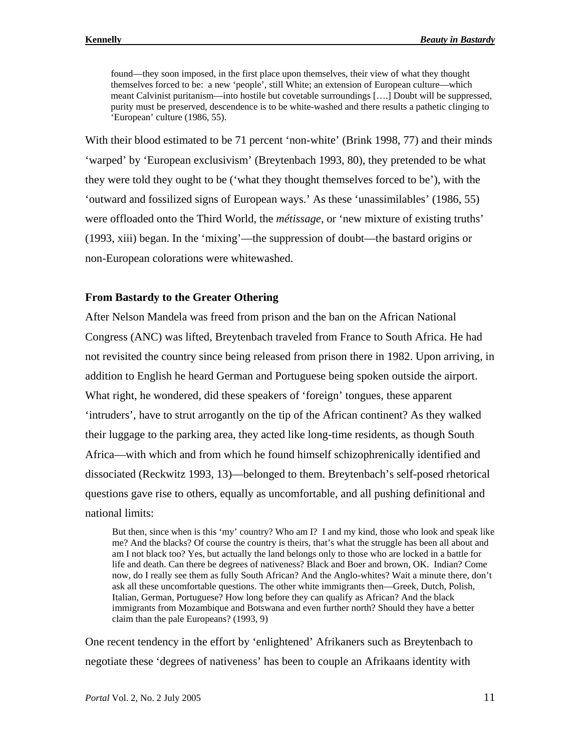> found—they soon imposed, in the first place upon themselves, their view of what they thought themselves forced to be: a new 'people', still White; an extension of European culture—which meant Calvinist puritanism—into hostile but covetable surroundings [….] Doubt will be suppressed, purity must be preserved, descendence is to be white-washed and there results a pathetic clinging to 'European' culture (1986, 55).

With their blood estimated to be 71 percent 'non-white' (Brink 1998, 77) and their minds 'warped' by 'European exclusivism' (Breytenbach 1993, 80), they pretended to be what they were told they ought to be ('what they thought themselves forced to be'), with the 'outward and fossilized signs of European ways.' As these 'unassimilables' (1986, 55) were offloaded onto the Third World, the *métissage*, or 'new mixture of existing truths' (1993, xiii) began. In the 'mixing'—the suppression of doubt—the bastard origins or non-European colorations were whitewashed.

### From Bastardy to the Greater Othering

After Nelson Mandela was freed from prison and the ban on the African National Congress (ANC) was lifted, Breytenbach traveled from France to South Africa. He had not revisited the country since being released from prison there in 1982. Upon arriving, in addition to English he heard German and Portuguese being spoken outside the airport. What right, he wondered, did these speakers of 'foreign' tongues, these apparent 'intruders', have to strut arrogantly on the tip of the African continent? As they walked their luggage to the parking area, they acted like long-time residents, as though South Africa—with which and from which he found himself schizophrenically identified and dissociated (Reckwitz 1993, 13)—belonged to them. Breytenbach's self-posed rhetorical questions gave rise to others, equally as uncomfortable, and all pushing definitional and national limits:

> But then, since when is this 'my' country? Who am I? I and my kind, those who look and speak like me? And the blacks? Of course the country is theirs, that's what the struggle has been all about and am I not black too? Yes, but actually the land belongs only to those who are locked in a battle for life and death. Can there be degrees of nativeness? Black and Boer and brown, OK. Indian? Come now, do I really see them as fully South African? And the Anglo-whites? Wait a minute there, don't ask all these uncomfortable questions. The other white immigrants then—Greek, Dutch, Polish, Italian, German, Portuguese? How long before they can qualify as African? And the black immigrants from Mozambique and Botswana and even further north? Should they have a better claim than the pale Europeans? (1993, 9)

One recent tendency in the effort by 'enlightened' Afrikaners such as Breytenbach to negotiate these 'degrees of nativeness' has been to couple an Afrikaans identity with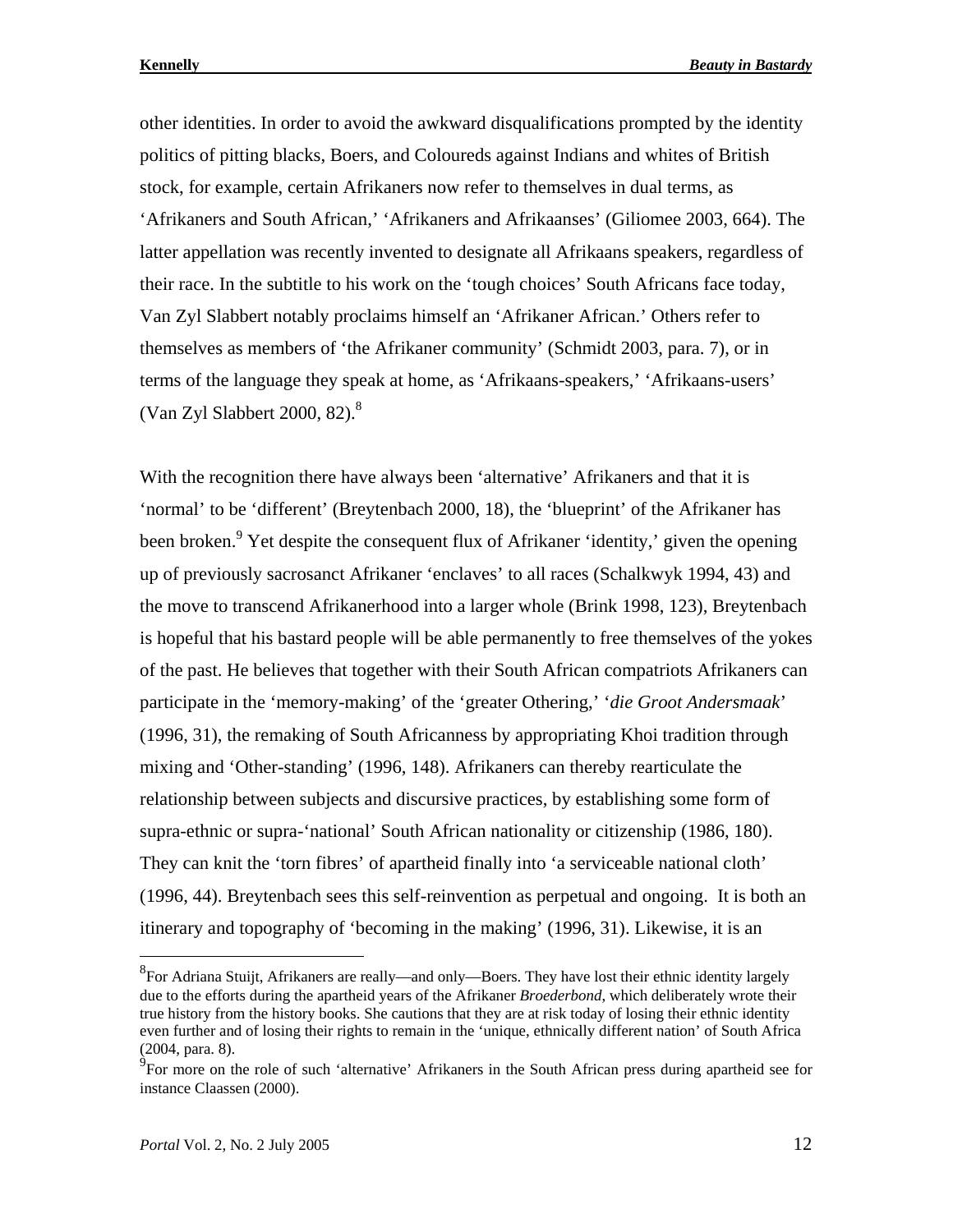other identities. In order to avoid the awkward disqualifications prompted by the identity politics of pitting blacks, Boers, and Coloureds against Indians and whites of British stock, for example, certain Afrikaners now refer to themselves in dual terms, as 'Afrikaners and South African,' 'Afrikaners and Afrikaanses' (Giliomee 2003, 664). The latter appellation was recently invented to designate all Afrikaans speakers, regardless of their race. In the subtitle to his work on the 'tough choices' South Africans face today, Van Zyl Slabbert notably proclaims himself an 'Afrikaner African.' Others refer to themselves as members of 'the Afrikaner community' (Schmidt 2003, para. 7), or in terms of the language they speak at home, as 'Afrikaans-speakers,' 'Afrikaans-users' (Van Zyl Slabbert 2000, 82).[8]

With the recognition there have always been 'alternative' Afrikaners and that it is 'normal' to be 'different' (Breytenbach 2000, 18), the 'blueprint' of the Afrikaner has been broken.[9] Yet despite the consequent flux of Afrikaner 'identity,' given the opening up of previously sacrosanct Afrikaner 'enclaves' to all races (Schalkwyk 1994, 43) and the move to transcend Afrikanerhood into a larger whole (Brink 1998, 123), Breytenbach is hopeful that his bastard people will be able permanently to free themselves of the yokes of the past. He believes that together with their South African compatriots Afrikaners can participate in the 'memory-making' of the 'greater Othering,' '*die Groot Andersmaak*' (1996, 31), the remaking of South Africanness by appropriating Khoi tradition through mixing and 'Other-standing' (1996, 148). Afrikaners can thereby rearticulate the relationship between subjects and discursive practices, by establishing some form of supra-ethnic or supra-'national' South African nationality or citizenship (1986, 180). They can knit the 'torn fibres' of apartheid finally into 'a serviceable national cloth' (1996, 44). Breytenbach sees this self-reinvention as perpetual and ongoing. It is both an itinerary and topography of 'becoming in the making' (1996, 31). Likewise, it is an

[8] For Adriana Stuijt, Afrikaners are really—and only—Boers. They have lost their ethnic identity largely due to the efforts during the apartheid years of the Afrikaner *Broederbond*, which deliberately wrote their true history from the history books. She cautions that they are at risk today of losing their ethnic identity even further and of losing their rights to remain in the 'unique, ethnically different nation' of South Africa (2004, para. 8).

[9] For more on the role of such 'alternative' Afrikaners in the South African press during apartheid see for instance Claassen (2000).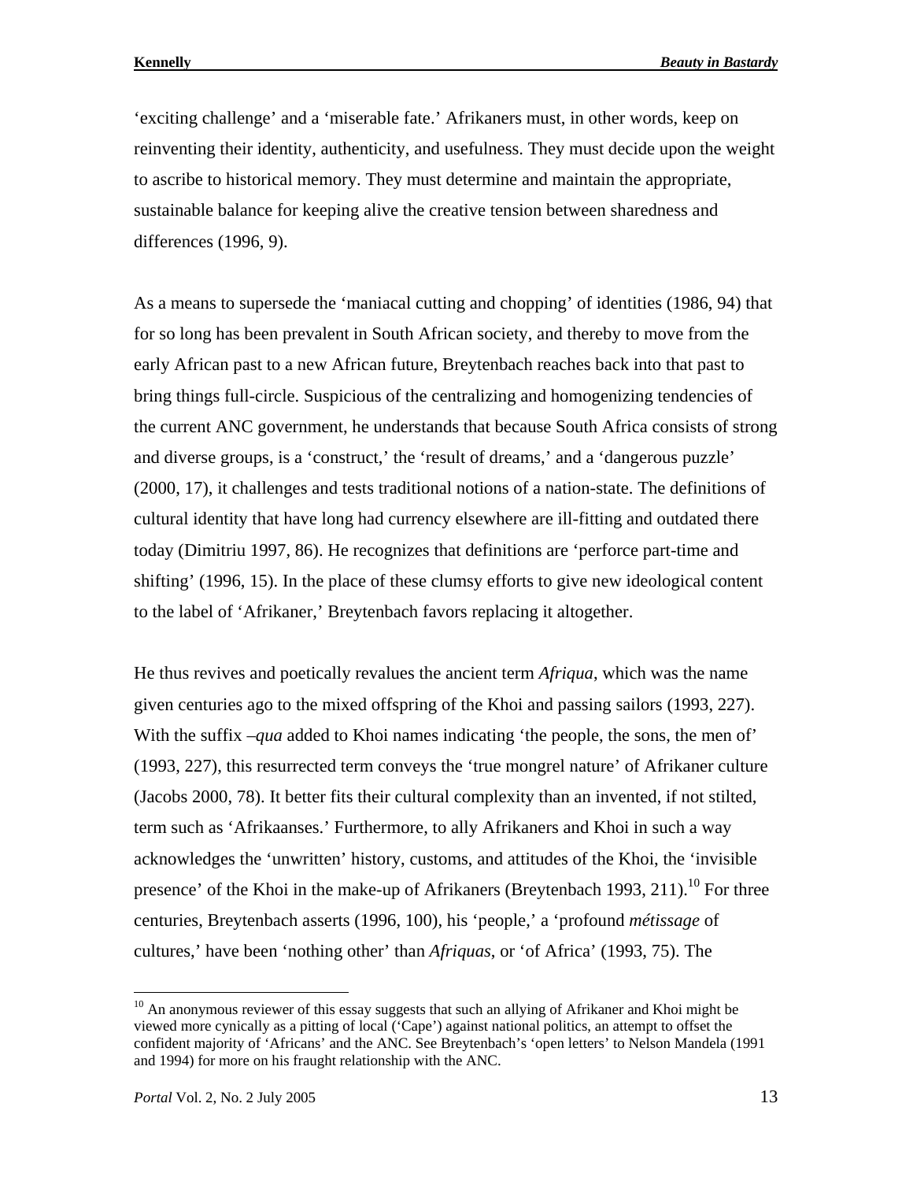'exciting challenge' and a 'miserable fate.' Afrikaners must, in other words, keep on reinventing their identity, authenticity, and usefulness. They must decide upon the weight to ascribe to historical memory. They must determine and maintain the appropriate, sustainable balance for keeping alive the creative tension between sharedness and differences (1996, 9).

As a means to supersede the 'maniacal cutting and chopping' of identities (1986, 94) that for so long has been prevalent in South African society, and thereby to move from the early African past to a new African future, Breytenbach reaches back into that past to bring things full-circle. Suspicious of the centralizing and homogenizing tendencies of the current ANC government, he understands that because South Africa consists of strong and diverse groups, is a 'construct,' the 'result of dreams,' and a 'dangerous puzzle' (2000, 17), it challenges and tests traditional notions of a nation-state. The definitions of cultural identity that have long had currency elsewhere are ill-fitting and outdated there today (Dimitriu 1997, 86). He recognizes that definitions are 'perforce part-time and shifting' (1996, 15). In the place of these clumsy efforts to give new ideological content to the label of 'Afrikaner,' Breytenbach favors replacing it altogether.

He thus revives and poetically revalues the ancient term *Afriqua*, which was the name given centuries ago to the mixed offspring of the Khoi and passing sailors (1993, 227). With the suffix *–qua* added to Khoi names indicating 'the people, the sons, the men of' (1993, 227), this resurrected term conveys the 'true mongrel nature' of Afrikaner culture (Jacobs 2000, 78). It better fits their cultural complexity than an invented, if not stilted, term such as 'Afrikaanses.' Furthermore, to ally Afrikaners and Khoi in such a way acknowledges the 'unwritten' history, customs, and attitudes of the Khoi, the 'invisible presence' of the Khoi in the make-up of Afrikaners (Breytenbach 1993, 211).[10] For three centuries, Breytenbach asserts (1996, 100), his 'people,' a 'profound *métissage* of cultures,' have been 'nothing other' than *Afriquas*, or 'of Africa' (1993, 75). The

[10] An anonymous reviewer of this essay suggests that such an allying of Afrikaner and Khoi might be viewed more cynically as a pitting of local ('Cape') against national politics, an attempt to offset the confident majority of 'Africans' and the ANC. See Breytenbach's 'open letters' to Nelson Mandela (1991 and 1994) for more on his fraught relationship with the ANC.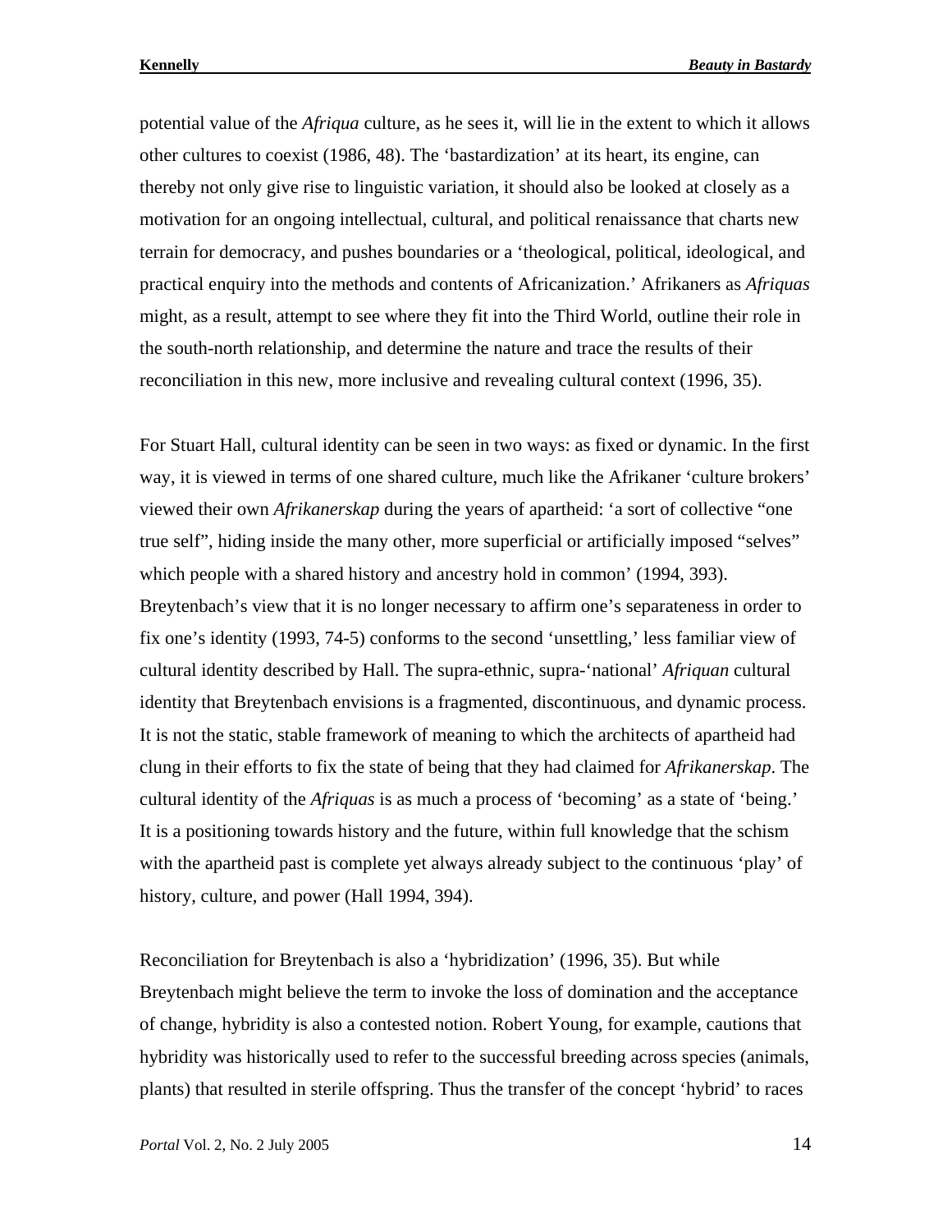potential value of the *Afriqua* culture, as he sees it, will lie in the extent to which it allows other cultures to coexist (1986, 48). The 'bastardization' at its heart, its engine, can thereby not only give rise to linguistic variation, it should also be looked at closely as a motivation for an ongoing intellectual, cultural, and political renaissance that charts new terrain for democracy, and pushes boundaries or a 'theological, political, ideological, and practical enquiry into the methods and contents of Africanization.' Afrikaners as *Afriquas* might, as a result, attempt to see where they fit into the Third World, outline their role in the south-north relationship, and determine the nature and trace the results of their reconciliation in this new, more inclusive and revealing cultural context (1996, 35).

For Stuart Hall, cultural identity can be seen in two ways: as fixed or dynamic. In the first way, it is viewed in terms of one shared culture, much like the Afrikaner 'culture brokers' viewed their own *Afrikanerskap* during the years of apartheid: 'a sort of collective "one true self", hiding inside the many other, more superficial or artificially imposed "selves" which people with a shared history and ancestry hold in common' (1994, 393). Breytenbach's view that it is no longer necessary to affirm one's separateness in order to fix one's identity (1993, 74-5) conforms to the second 'unsettling,' less familiar view of cultural identity described by Hall. The supra-ethnic, supra-'national' *Afriquan* cultural identity that Breytenbach envisions is a fragmented, discontinuous, and dynamic process. It is not the static, stable framework of meaning to which the architects of apartheid had clung in their efforts to fix the state of being that they had claimed for *Afrikanerskap*. The cultural identity of the *Afriquas* is as much a process of 'becoming' as a state of 'being.' It is a positioning towards history and the future, within full knowledge that the schism with the apartheid past is complete yet always already subject to the continuous 'play' of history, culture, and power (Hall 1994, 394).

Reconciliation for Breytenbach is also a 'hybridization' (1996, 35). But while Breytenbach might believe the term to invoke the loss of domination and the acceptance of change, hybridity is also a contested notion. Robert Young, for example, cautions that hybridity was historically used to refer to the successful breeding across species (animals, plants) that resulted in sterile offspring. Thus the transfer of the concept 'hybrid' to races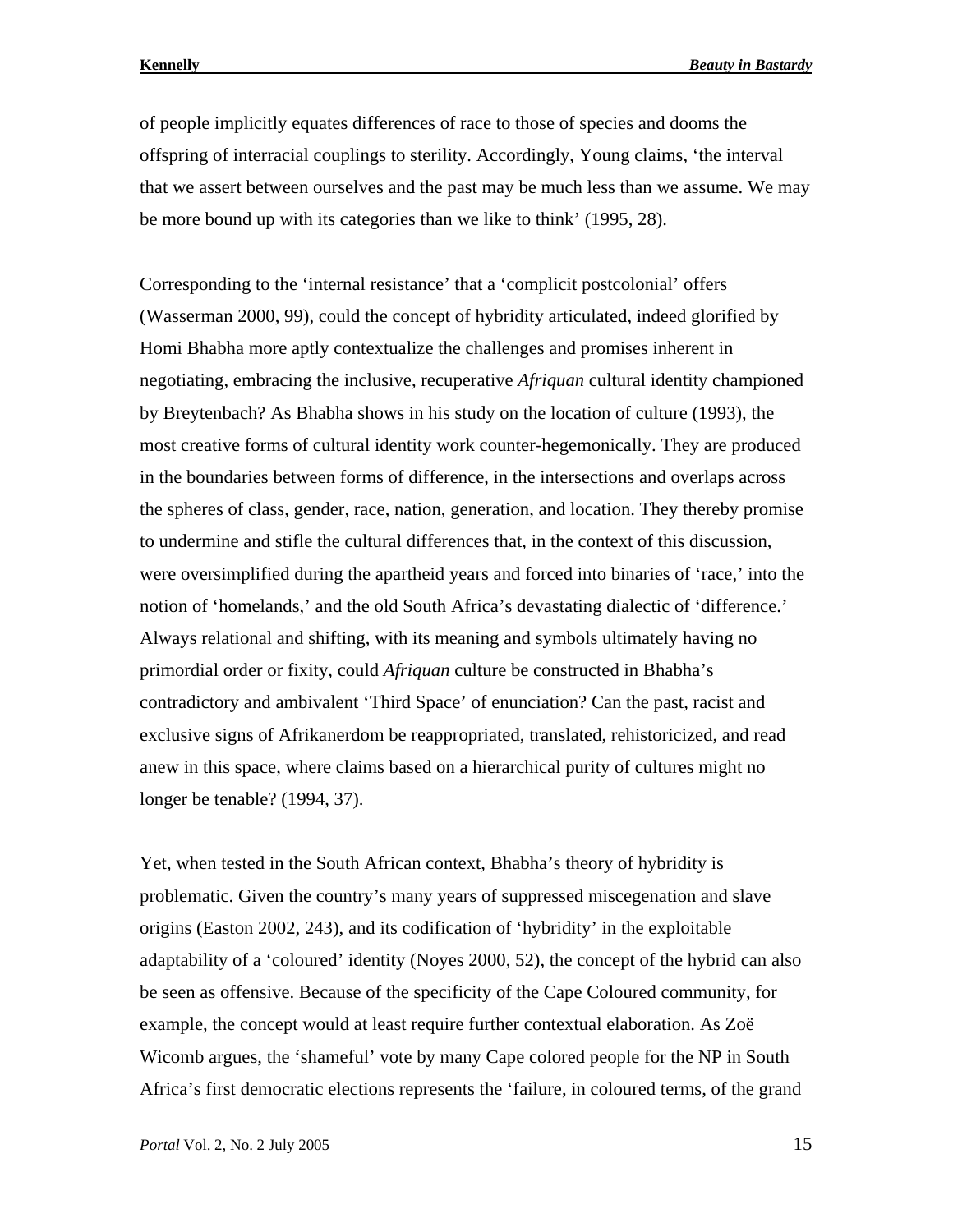of people implicitly equates differences of race to those of species and dooms the offspring of interracial couplings to sterility. Accordingly, Young claims, 'the interval that we assert between ourselves and the past may be much less than we assume. We may be more bound up with its categories than we like to think' (1995, 28).

Corresponding to the 'internal resistance' that a 'complicit postcolonial' offers (Wasserman 2000, 99), could the concept of hybridity articulated, indeed glorified by Homi Bhabha more aptly contextualize the challenges and promises inherent in negotiating, embracing the inclusive, recuperative *Afriquan* cultural identity championed by Breytenbach? As Bhabha shows in his study on the location of culture (1993), the most creative forms of cultural identity work counter-hegemonically. They are produced in the boundaries between forms of difference, in the intersections and overlaps across the spheres of class, gender, race, nation, generation, and location. They thereby promise to undermine and stifle the cultural differences that, in the context of this discussion, were oversimplified during the apartheid years and forced into binaries of 'race,' into the notion of 'homelands,' and the old South Africa's devastating dialectic of 'difference.' Always relational and shifting, with its meaning and symbols ultimately having no primordial order or fixity, could *Afriquan* culture be constructed in Bhabha's contradictory and ambivalent 'Third Space' of enunciation? Can the past, racist and exclusive signs of Afrikanerdom be reappropriated, translated, rehistoricized, and read anew in this space, where claims based on a hierarchical purity of cultures might no longer be tenable? (1994, 37).

Yet, when tested in the South African context, Bhabha's theory of hybridity is problematic. Given the country's many years of suppressed miscegenation and slave origins (Easton 2002, 243), and its codification of 'hybridity' in the exploitable adaptability of a 'coloured' identity (Noyes 2000, 52), the concept of the hybrid can also be seen as offensive. Because of the specificity of the Cape Coloured community, for example, the concept would at least require further contextual elaboration. As Zoë Wicomb argues, the 'shameful' vote by many Cape colored people for the NP in South Africa's first democratic elections represents the 'failure, in coloured terms, of the grand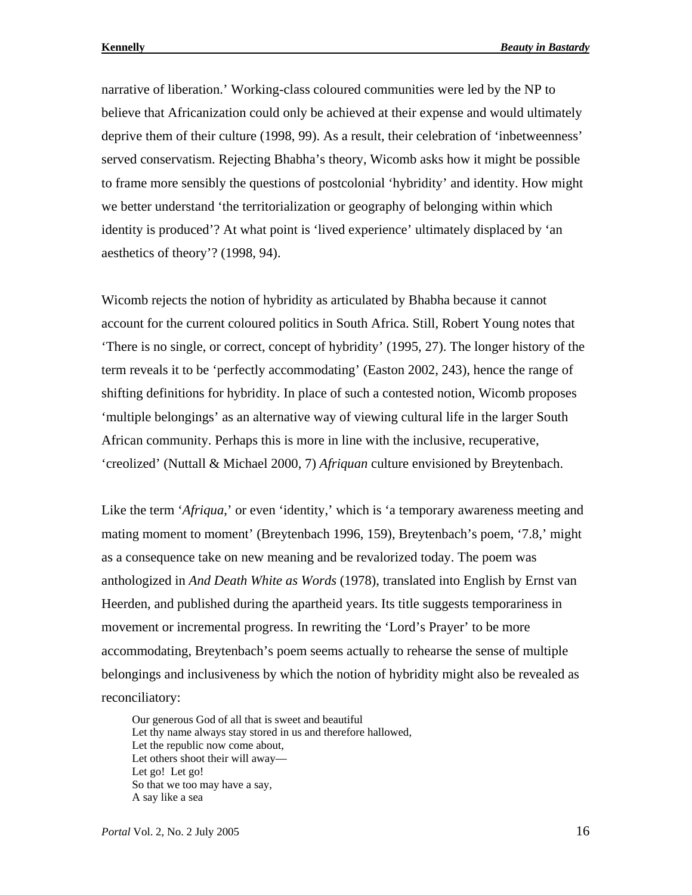narrative of liberation.' Working-class coloured communities were led by the NP to believe that Africanization could only be achieved at their expense and would ultimately deprive them of their culture (1998, 99). As a result, their celebration of 'inbetweenness' served conservatism. Rejecting Bhabha's theory, Wicomb asks how it might be possible to frame more sensibly the questions of postcolonial 'hybridity' and identity. How might we better understand 'the territorialization or geography of belonging within which identity is produced'? At what point is 'lived experience' ultimately displaced by 'an aesthetics of theory'? (1998, 94).

Wicomb rejects the notion of hybridity as articulated by Bhabha because it cannot account for the current coloured politics in South Africa. Still, Robert Young notes that 'There is no single, or correct, concept of hybridity' (1995, 27). The longer history of the term reveals it to be 'perfectly accommodating' (Easton 2002, 243), hence the range of shifting definitions for hybridity. In place of such a contested notion, Wicomb proposes 'multiple belongings' as an alternative way of viewing cultural life in the larger South African community. Perhaps this is more in line with the inclusive, recuperative, 'creolized' (Nuttall & Michael 2000, 7) *Afriquan* culture envisioned by Breytenbach.

Like the term '*Afriqua*,' or even 'identity,' which is 'a temporary awareness meeting and mating moment to moment' (Breytenbach 1996, 159), Breytenbach's poem, '7.8,' might as a consequence take on new meaning and be revalorized today. The poem was anthologized in *And Death White as Words* (1978), translated into English by Ernst van Heerden, and published during the apartheid years. Its title suggests temporariness in movement or incremental progress. In rewriting the 'Lord's Prayer' to be more accommodating, Breytenbach's poem seems actually to rehearse the sense of multiple belongings and inclusiveness by which the notion of hybridity might also be revealed as reconciliatory:

> Our generous God of all that is sweet and beautiful
> Let thy name always stay stored in us and therefore hallowed,
> Let the republic now come about,
> Let others shoot their will away—
> Let go! Let go!
> So that we too may have a say,
> A say like a sea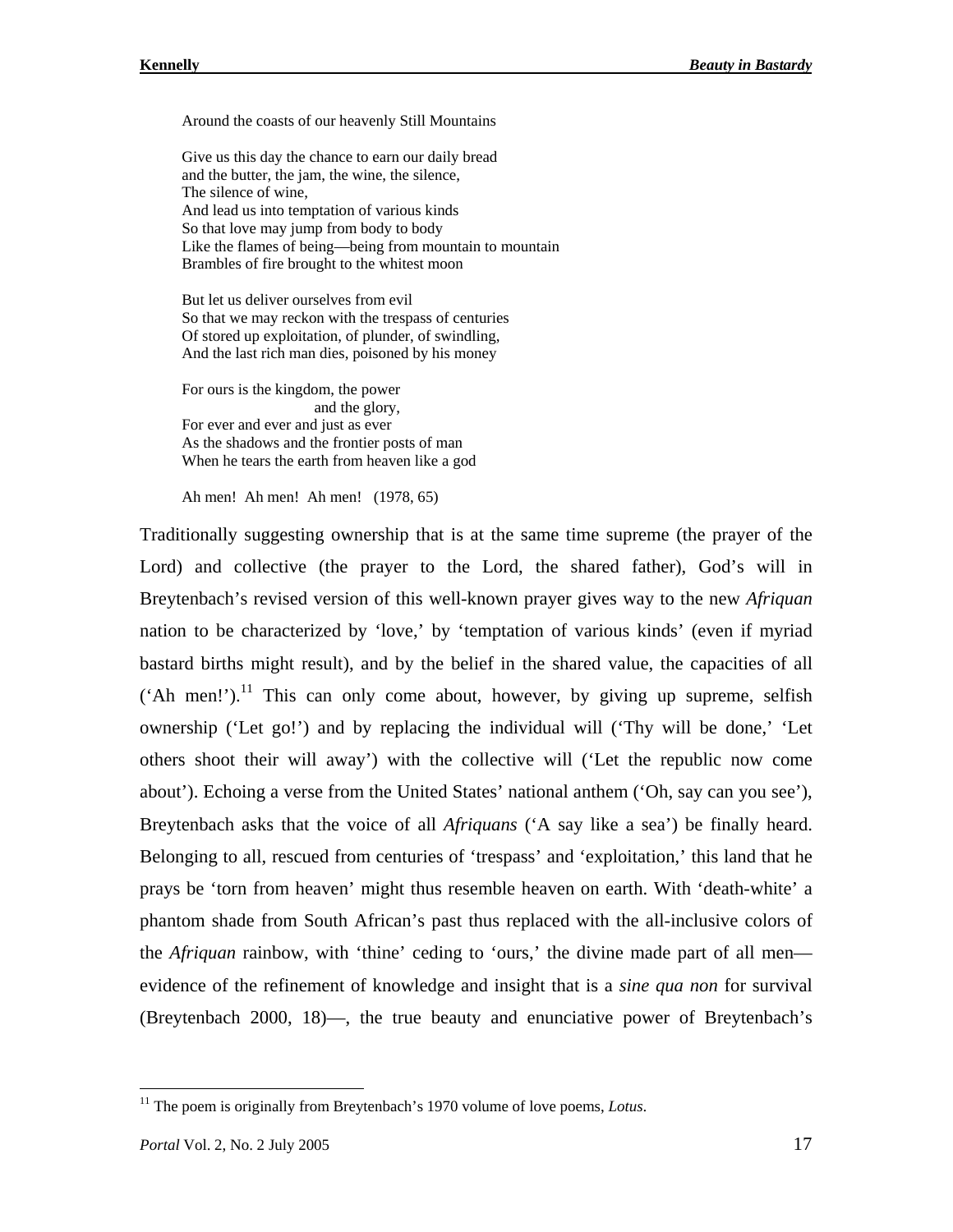Around the coasts of our heavenly Still Mountains

Give us this day the chance to earn our daily bread  
and the butter, the jam, the wine, the silence,  
The silence of wine,  
And lead us into temptation of various kinds  
So that love may jump from body to body  
Like the flames of being—being from mountain to mountain  
Brambles of fire brought to the whitest moon

But let us deliver ourselves from evil  
So that we may reckon with the trespass of centuries  
Of stored up exploitation, of plunder, of swindling,  
And the last rich man dies, poisoned by his money

For ours is the kingdom, the power  
                              and the glory,  
For ever and ever and just as ever  
As the shadows and the frontier posts of man  
When he tears the earth from heaven like a god

Ah men! Ah men! Ah men! (1978, 65)

Traditionally suggesting ownership that is at the same time supreme (the prayer of the Lord) and collective (the prayer to the Lord, the shared father), God's will in Breytenbach's revised version of this well-known prayer gives way to the new *Afriquan* nation to be characterized by 'love,' by 'temptation of various kinds' (even if myriad bastard births might result), and by the belief in the shared value, the capacities of all ('Ah men!').[11] This can only come about, however, by giving up supreme, selfish ownership ('Let go!') and by replacing the individual will ('Thy will be done,' 'Let others shoot their will away') with the collective will ('Let the republic now come about'). Echoing a verse from the United States' national anthem ('Oh, say can you see'), Breytenbach asks that the voice of all *Afriquans* ('A say like a sea') be finally heard. Belonging to all, rescued from centuries of 'trespass' and 'exploitation,' this land that he prays be 'torn from heaven' might thus resemble heaven on earth. With 'death-white' a phantom shade from South African's past thus replaced with the all-inclusive colors of the *Afriquan* rainbow, with 'thine' ceding to 'ours,' the divine made part of all men—evidence of the refinement of knowledge and insight that is a *sine qua non* for survival (Breytenbach 2000, 18)—, the true beauty and enunciative power of Breytenbach's

[11] The poem is originally from Breytenbach's 1970 volume of love poems, *Lotus*.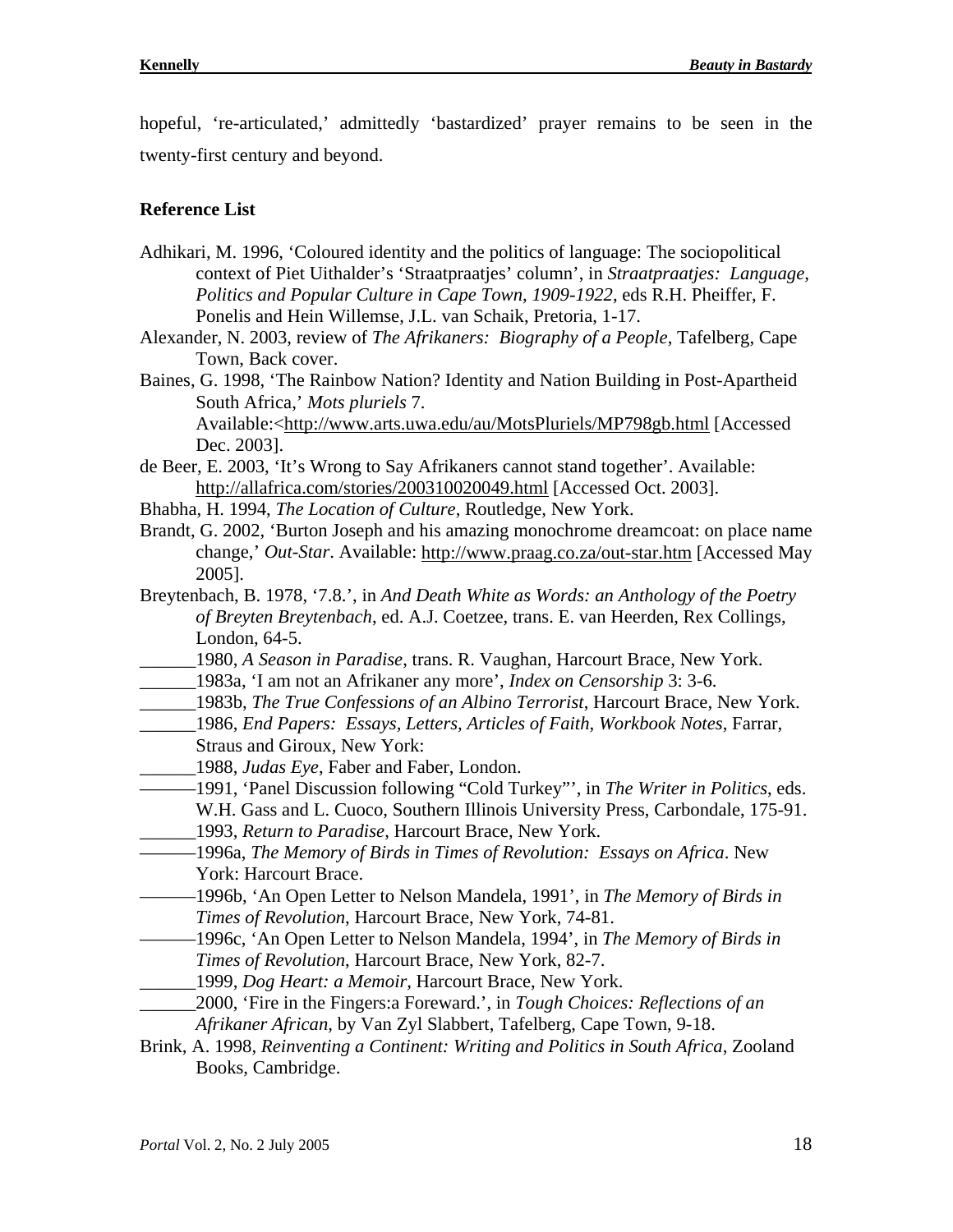hopeful, 're-articulated,' admittedly 'bastardized' prayer remains to be seen in the twenty-first century and beyond.

**Reference List**

Adhikari, M. 1996, 'Coloured identity and the politics of language: The sociopolitical context of Piet Uithalder's 'Straatpraatjes' column', in *Straatpraatjes: Language, Politics and Popular Culture in Cape Town, 1909-1922*, eds R.H. Pheiffer, F. Ponelis and Hein Willemse, J.L. van Schaik, Pretoria, 1-17.

Alexander, N. 2003, review of *The Afrikaners: Biography of a People*, Tafelberg, Cape Town, Back cover.

Baines, G. 1998, 'The Rainbow Nation? Identity and Nation Building in Post-Apartheid South Africa,' *Mots pluriels* 7. Available:<http://www.arts.uwa.edu/au/MotsPluriels/MP798gb.html [Accessed Dec. 2003].

de Beer, E. 2003, 'It's Wrong to Say Afrikaners cannot stand together'. Available: http://allafrica.com/stories/200310020049.html [Accessed Oct. 2003].

Bhabha, H. 1994, *The Location of Culture*, Routledge, New York.

Brandt, G. 2002, 'Burton Joseph and his amazing monochrome dreamcoat: on place name change,' *Out-Star*. Available: http://www.praag.co.za/out-star.htm [Accessed May 2005].

Breytenbach, B. 1978, '7.8.', in *And Death White as Words: an Anthology of the Poetry of Breyten Breytenbach*, ed. A.J. Coetzee, trans. E. van Heerden, Rex Collings, London, 64-5.

______1980, *A Season in Paradise*, trans. R. Vaughan, Harcourt Brace, New York.

______1983a, 'I am not an Afrikaner any more', *Index on Censorship* 3: 3-6.

______1983b, *The True Confessions of an Albino Terrorist*, Harcourt Brace, New York.

______1986, *End Papers: Essays, Letters, Articles of Faith, Workbook Notes*, Farrar, Straus and Giroux, New York:

______1988, *Judas Eye*, Faber and Faber, London.

———1991, 'Panel Discussion following "Cold Turkey"', in *The Writer in Politics*, eds. W.H. Gass and L. Cuoco, Southern Illinois University Press, Carbondale, 175-91.

______1993, *Return to Paradise*, Harcourt Brace, New York.

———1996a, *The Memory of Birds in Times of Revolution: Essays on Africa*. New York: Harcourt Brace.

———1996b, 'An Open Letter to Nelson Mandela, 1991', in *The Memory of Birds in Times of Revolution*, Harcourt Brace, New York, 74-81.

———1996c, 'An Open Letter to Nelson Mandela, 1994', in *The Memory of Birds in Times of Revolution*, Harcourt Brace, New York, 82-7.

______1999, *Dog Heart: a Memoir*, Harcourt Brace, New York.

______2000, 'Fire in the Fingers:a Foreward.', in *Tough Choices: Reflections of an Afrikaner African*, by Van Zyl Slabbert, Tafelberg, Cape Town, 9-18.

Brink, A. 1998, *Reinventing a Continent: Writing and Politics in South Africa*, Zooland Books, Cambridge.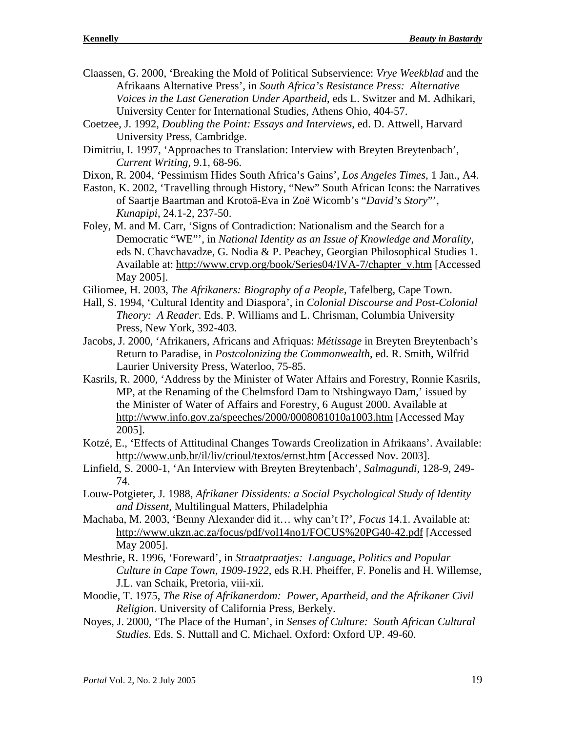Claassen, G. 2000, 'Breaking the Mold of Political Subservience: *Vrye Weekblad* and the Afrikaans Alternative Press', in *South Africa's Resistance Press: Alternative Voices in the Last Generation Under Apartheid*, eds L. Switzer and M. Adhikari, University Center for International Studies, Athens Ohio, 404-57.

Coetzee, J. 1992, *Doubling the Point: Essays and Interviews*, ed. D. Attwell, Harvard University Press, Cambridge.

Dimitriu, I. 1997, 'Approaches to Translation: Interview with Breyten Breytenbach', *Current Writing*, 9.1, 68-96.

Dixon, R. 2004, 'Pessimism Hides South Africa's Gains', *Los Angeles Times*, 1 Jan., A4.

Easton, K. 2002, 'Travelling through History, "New" South African Icons: the Narratives of Saartje Baartman and Krotoä-Eva in Zoë Wicomb's "*David's Story*"', *Kunapipi*, 24.1-2, 237-50.

Foley, M. and M. Carr, 'Signs of Contradiction: Nationalism and the Search for a Democratic "WE"', in *National Identity as an Issue of Knowledge and Morality*, eds N. Chavchavadze, G. Nodia & P. Peachey, Georgian Philosophical Studies 1. Available at: http://www.crvp.org/book/Series04/IVA-7/chapter_v.htm [Accessed May 2005].

Giliomee, H. 2003, *The Afrikaners: Biography of a People*, Tafelberg, Cape Town.

Hall, S. 1994, 'Cultural Identity and Diaspora', in *Colonial Discourse and Post-Colonial Theory: A Reader*. Eds. P. Williams and L. Chrisman, Columbia University Press, New York, 392-403.

Jacobs, J. 2000, 'Afrikaners, Africans and Afriquas: *Métissage* in Breyten Breytenbach's Return to Paradise, in *Postcolonizing the Commonwealth*, ed. R. Smith, Wilfrid Laurier University Press, Waterloo, 75-85.

Kasrils, R. 2000, 'Address by the Minister of Water Affairs and Forestry, Ronnie Kasrils, MP, at the Renaming of the Chelmsford Dam to Ntshingwayo Dam,' issued by the Minister of Water of Affairs and Forestry, 6 August 2000. Available at http://www.info.gov.za/speeches/2000/0008081010a1003.htm [Accessed May 2005].

Kotzé, E., 'Effects of Attitudinal Changes Towards Creolization in Afrikaans'. Available: http://www.unb.br/il/liv/crioul/textos/ernst.htm [Accessed Nov. 2003].

Linfield, S. 2000-1, 'An Interview with Breyten Breytenbach', *Salmagundi*, 128-9, 249-74.

Louw-Potgieter, J. 1988, *Afrikaner Dissidents: a Social Psychological Study of Identity and Dissent*, Multilingual Matters, Philadelphia

Machaba, M. 2003, 'Benny Alexander did it… why can't I?', *Focus* 14.1. Available at: http://www.ukzn.ac.za/focus/pdf/vol14no1/FOCUS%20PG40-42.pdf [Accessed May 2005].

Mesthrie, R. 1996, 'Foreward', in *Straatpraatjes: Language, Politics and Popular Culture in Cape Town, 1909-1922*, eds R.H. Pheiffer, F. Ponelis and H. Willemse, J.L. van Schaik, Pretoria, viii-xii.

Moodie, T. 1975, *The Rise of Afrikanerdom: Power, Apartheid, and the Afrikaner Civil Religion*. University of California Press, Berkely.

Noyes, J. 2000, 'The Place of the Human', in *Senses of Culture: South African Cultural Studies*. Eds. S. Nuttall and C. Michael. Oxford: Oxford UP. 49-60.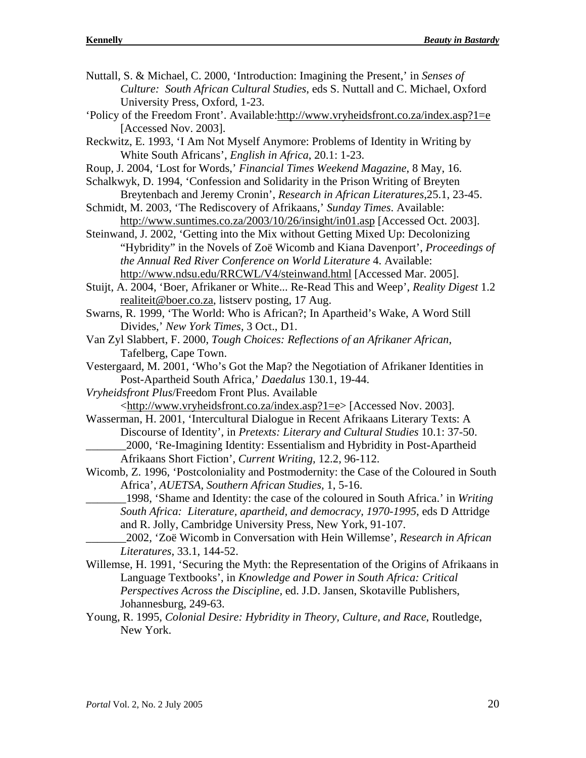Nuttall, S. & Michael, C. 2000, 'Introduction: Imagining the Present,' in *Senses of Culture: South African Cultural Studies*, eds S. Nuttall and C. Michael, Oxford University Press, Oxford, 1-23.

'Policy of the Freedom Front'. Available:http://www.vryheidsfront.co.za/index.asp?1=e [Accessed Nov. 2003].

Reckwitz, E. 1993, 'I Am Not Myself Anymore: Problems of Identity in Writing by White South Africans', *English in Africa*, 20.1: 1-23.

Roup, J. 2004, 'Lost for Words,' *Financial Times Weekend Magazine*, 8 May, 16.

Schalkwyk, D. 1994, 'Confession and Solidarity in the Prison Writing of Breyten Breytenbach and Jeremy Cronin', *Research in African Literatures*,25.1, 23-45.

Schmidt, M. 2003, 'The Rediscovery of Afrikaans,' *Sunday Times*. Available: http://www.suntimes.co.za/2003/10/26/insight/in01.asp [Accessed Oct. 2003].

Steinwand, J. 2002, 'Getting into the Mix without Getting Mixed Up: Decolonizing "Hybridity" in the Novels of Zoë Wicomb and Kiana Davenport', *Proceedings of the Annual Red River Conference on World Literature* 4. Available: http://www.ndsu.edu/RRCWL/V4/steinwand.html [Accessed Mar. 2005].

Stuijt, A. 2004, 'Boer, Afrikaner or White... Re-Read This and Weep', *Reality Digest* 1.2 realiteit@boer.co.za, listserv posting, 17 Aug.

Swarns, R. 1999, 'The World: Who is African?; In Apartheid's Wake, A Word Still Divides,' *New York Times*, 3 Oct., D1.

Van Zyl Slabbert, F. 2000, *Tough Choices: Reflections of an Afrikaner African*, Tafelberg, Cape Town.

Vestergaard, M. 2001, 'Who's Got the Map? the Negotiation of Afrikaner Identities in Post-Apartheid South Africa,' *Daedalus* 130.1, 19-44.

*Vryheidsfront Plus*/Freedom Front Plus. Available <http://www.vryheidsfront.co.za/index.asp?1=e> [Accessed Nov. 2003].

Wasserman, H. 2001, 'Intercultural Dialogue in Recent Afrikaans Literary Texts: A Discourse of Identity', in *Pretexts: Literary and Cultural Studies* 10.1: 37-50.

_______2000, 'Re-Imagining Identity: Essentialism and Hybridity in Post-Apartheid Afrikaans Short Fiction', *Current Writing*, 12.2, 96-112.

Wicomb, Z. 1996, 'Postcoloniality and Postmodernity: the Case of the Coloured in South Africa', *AUETSA, Southern African Studies*, 1, 5-16.

_______1998, 'Shame and Identity: the case of the coloured in South Africa.' in *Writing South Africa: Literature, apartheid, and democracy, 1970-1995*, eds D Attridge and R. Jolly, Cambridge University Press, New York, 91-107.

_______2002, 'Zoë Wicomb in Conversation with Hein Willemse', *Research in African Literatures*, 33.1, 144-52.

Willemse, H. 1991, 'Securing the Myth: the Representation of the Origins of Afrikaans in Language Textbooks', in *Knowledge and Power in South Africa: Critical Perspectives Across the Discipline*, ed. J.D. Jansen, Skotaville Publishers, Johannesburg, 249-63.

Young, R. 1995, *Colonial Desire: Hybridity in Theory, Culture, and Race*, Routledge, New York.